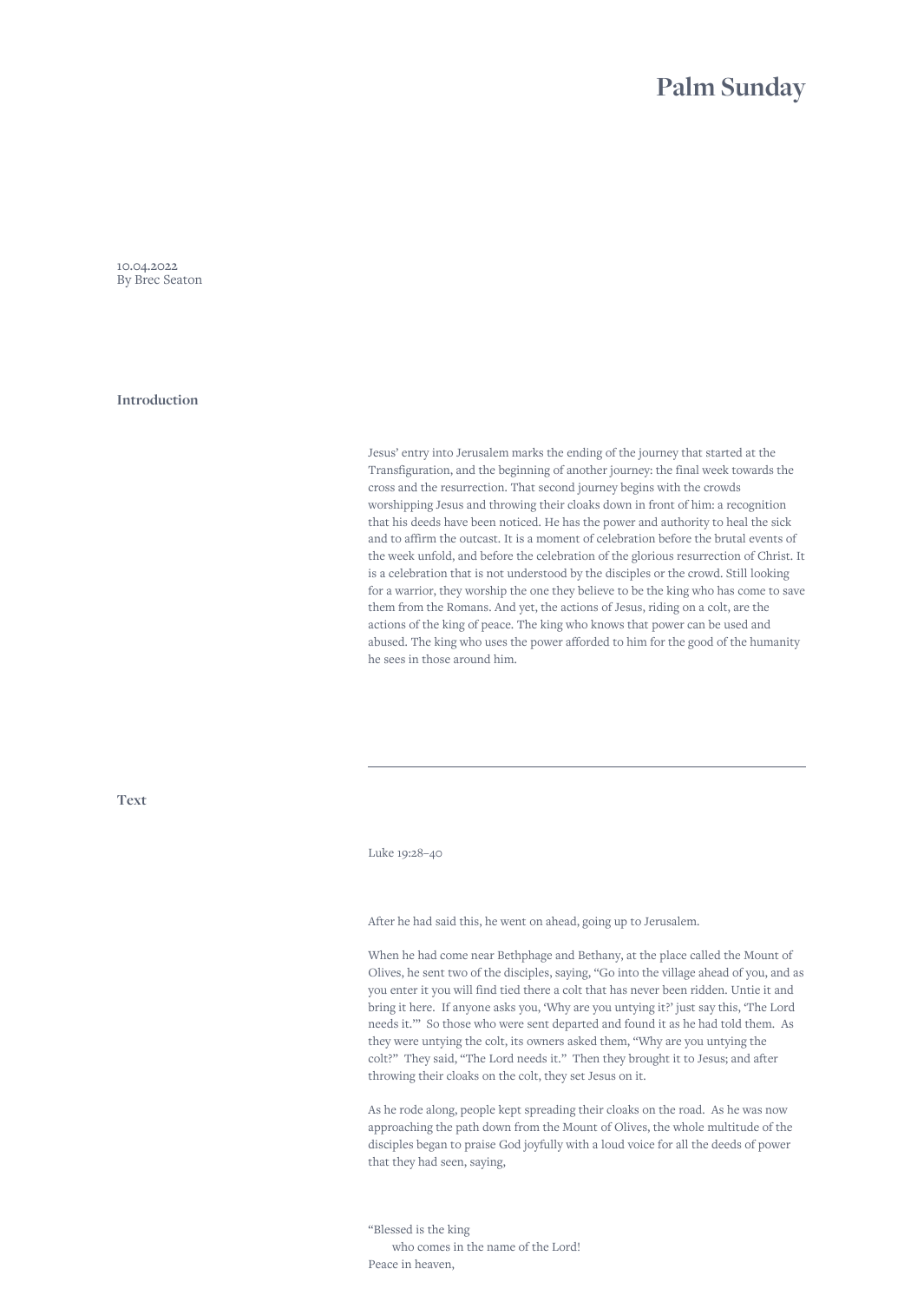# Palm Sunday

10.04.2022
By Brec Seaton

## Introduction

Jesus' entry into Jerusalem marks the ending of the journey that started at the Transfiguration, and the beginning of another journey: the final week towards the cross and the resurrection. That second journey begins with the crowds worshipping Jesus and throwing their cloaks down in front of him: a recognition that his deeds have been noticed. He has the power and authority to heal the sick and to affirm the outcast. It is a moment of celebration before the brutal events of the week unfold, and before the celebration of the glorious resurrection of Christ. It is a celebration that is not understood by the disciples or the crowd. Still looking for a warrior, they worship the one they believe to be the king who has come to save them from the Romans. And yet, the actions of Jesus, riding on a colt, are the actions of the king of peace. The king who knows that power can be used and abused. The king who uses the power afforded to him for the good of the humanity he sees in those around him.

---

## Text

Luke 19:28–40

After he had said this, he went on ahead, going up to Jerusalem.

When he had come near Bethphage and Bethany, at the place called the Mount of Olives, he sent two of the disciples, saying, "Go into the village ahead of you, and as you enter it you will find tied there a colt that has never been ridden. Untie it and bring it here. If anyone asks you, 'Why are you untying it?' just say this, 'The Lord needs it.'" So those who were sent departed and found it as he had told them. As they were untying the colt, its owners asked them, "Why are you untying the colt?" They said, "The Lord needs it." Then they brought it to Jesus; and after throwing their cloaks on the colt, they set Jesus on it.

As he rode along, people kept spreading their cloaks on the road. As he was now approaching the path down from the Mount of Olives, the whole multitude of the disciples began to praise God joyfully with a loud voice for all the deeds of power that they had seen, saying,

"Blessed is the king
  who comes in the name of the Lord!
Peace in heaven,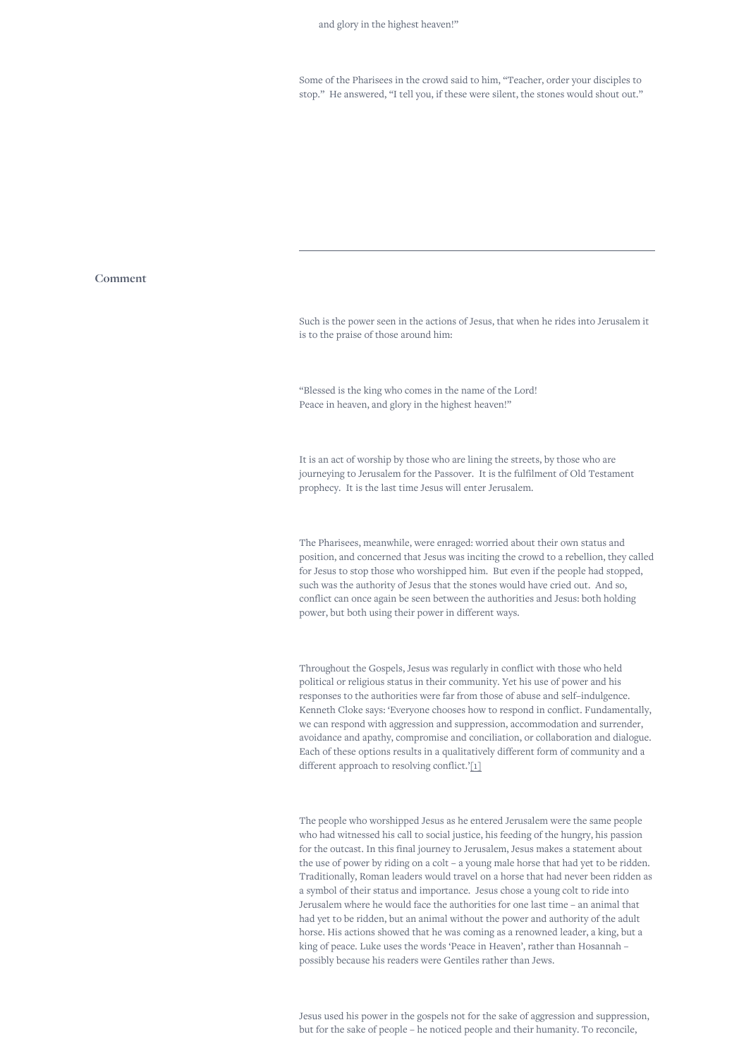and glory in the highest heaven!"

Some of the Pharisees in the crowd said to him, "Teacher, order your disciples to stop." He answered, "I tell you, if these were silent, the stones would shout out."

---

## Comment

Such is the power seen in the actions of Jesus, that when he rides into Jerusalem it is to the praise of those around him:

"Blessed is the king who comes in the name of the Lord!
Peace in heaven, and glory in the highest heaven!"

It is an act of worship by those who are lining the streets, by those who are journeying to Jerusalem for the Passover. It is the fulfilment of Old Testament prophecy. It is the last time Jesus will enter Jerusalem.

The Pharisees, meanwhile, were enraged: worried about their own status and position, and concerned that Jesus was inciting the crowd to a rebellion, they called for Jesus to stop those who worshipped him. But even if the people had stopped, such was the authority of Jesus that the stones would have cried out. And so, conflict can once again be seen between the authorities and Jesus: both holding power, but both using their power in different ways.

Throughout the Gospels, Jesus was regularly in conflict with those who held political or religious status in their community. Yet his use of power and his responses to the authorities were far from those of abuse and self-indulgence. Kenneth Cloke says: 'Everyone chooses how to respond in conflict. Fundamentally, we can respond with aggression and suppression, accommodation and surrender, avoidance and apathy, compromise and conciliation, or collaboration and dialogue. Each of these options results in a qualitatively different form of community and a different approach to resolving conflict.'[1]

The people who worshipped Jesus as he entered Jerusalem were the same people who had witnessed his call to social justice, his feeding of the hungry, his passion for the outcast. In this final journey to Jerusalem, Jesus makes a statement about the use of power by riding on a colt – a young male horse that had yet to be ridden. Traditionally, Roman leaders would travel on a horse that had never been ridden as a symbol of their status and importance. Jesus chose a young colt to ride into Jerusalem where he would face the authorities for one last time – an animal that had yet to be ridden, but an animal without the power and authority of the adult horse. His actions showed that he was coming as a renowned leader, a king, but a king of peace. Luke uses the words 'Peace in Heaven', rather than Hosannah – possibly because his readers were Gentiles rather than Jews.

Jesus used his power in the gospels not for the sake of aggression and suppression, but for the sake of people – he noticed people and their humanity. To reconcile,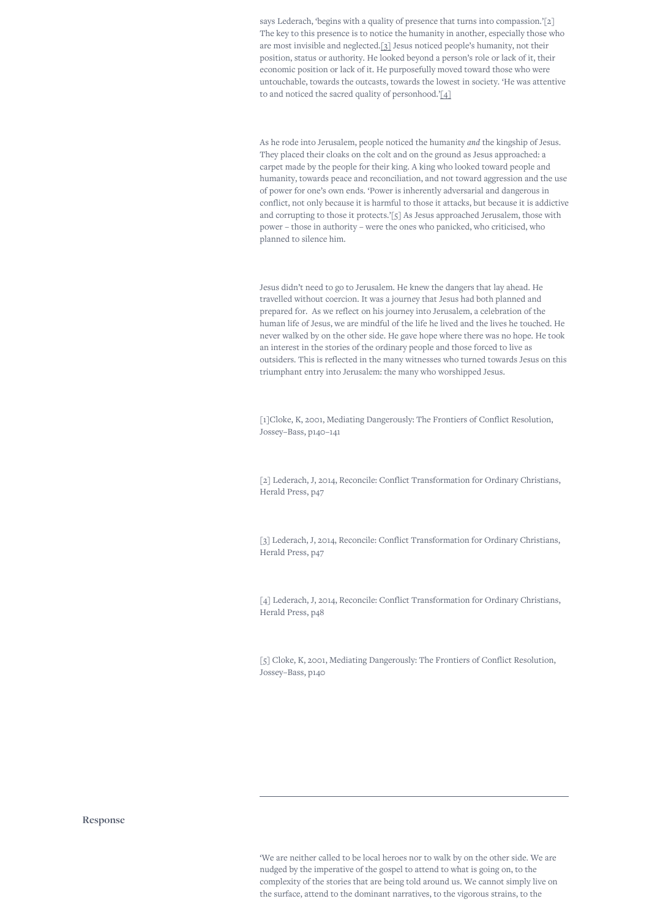says Lederach, 'begins with a quality of presence that turns into compassion.'[2] The key to this presence is to notice the humanity in another, especially those who are most invisible and neglected.[3] Jesus noticed people's humanity, not their position, status or authority. He looked beyond a person's role or lack of it, their economic position or lack of it. He purposefully moved toward those who were untouchable, towards the outcasts, towards the lowest in society. 'He was attentive to and noticed the sacred quality of personhood.'[4]

As he rode into Jerusalem, people noticed the humanity *and* the kingship of Jesus. They placed their cloaks on the colt and on the ground as Jesus approached: a carpet made by the people for their king. A king who looked toward people and humanity, towards peace and reconciliation, and not toward aggression and the use of power for one's own ends. 'Power is inherently adversarial and dangerous in conflict, not only because it is harmful to those it attacks, but because it is addictive and corrupting to those it protects.'[5] As Jesus approached Jerusalem, those with power – those in authority – were the ones who panicked, who criticised, who planned to silence him.

Jesus didn't need to go to Jerusalem. He knew the dangers that lay ahead. He travelled without coercion. It was a journey that Jesus had both planned and prepared for. As we reflect on his journey into Jerusalem, a celebration of the human life of Jesus, we are mindful of the life he lived and the lives he touched. He never walked by on the other side. He gave hope where there was no hope. He took an interest in the stories of the ordinary people and those forced to live as outsiders. This is reflected in the many witnesses who turned towards Jesus on this triumphant entry into Jerusalem: the many who worshipped Jesus.

[1]Cloke, K, 2001, Mediating Dangerously: The Frontiers of Conflict Resolution, Jossey–Bass, p140–141

[2] Lederach, J, 2014, Reconcile: Conflict Transformation for Ordinary Christians, Herald Press, p47

[3] Lederach, J, 2014, Reconcile: Conflict Transformation for Ordinary Christians, Herald Press, p47

[4] Lederach, J, 2014, Reconcile: Conflict Transformation for Ordinary Christians, Herald Press, p48

[5] Cloke, K, 2001, Mediating Dangerously: The Frontiers of Conflict Resolution, Jossey–Bass, p140

---

## Response

'We are neither called to be local heroes nor to walk by on the other side. We are nudged by the imperative of the gospel to attend to what is going on, to the complexity of the stories that are being told around us. We cannot simply live on the surface, attend to the dominant narratives, to the vigorous strains, to the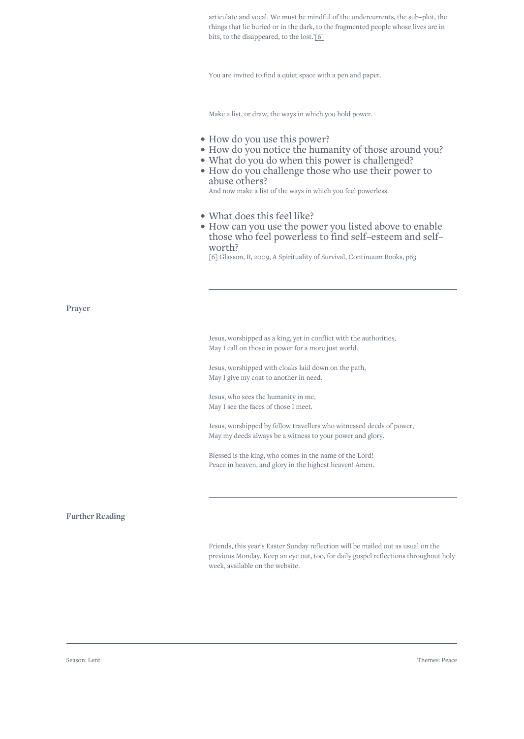articulate and vocal. We must be mindful of the undercurrents, the sub–plot, the things that lie buried or in the dark, to the fragmented people whose lives are in bits, to the disappeared, to the lost.'[6]

You are invited to find a quiet space with a pen and paper.

Make a list, or draw, the ways in which you hold power.

- How do you use this power?
- How do you notice the humanity of those around you?
- What do you do when this power is challenged?
- How do you challenge those who use their power to abuse others?

And now make a list of the ways in which you feel powerless.

- What does this feel like?
- How can you use the power you listed above to enable those who feel powerless to find self–esteem and self–worth?

[6] Glasson, B, 2009, A Spirituality of Survival, Continuum Books, p63

---

## Prayer

Jesus, worshipped as a king, yet in conflict with the authorities,
May I call on those in power for a more just world.

Jesus, worshipped with cloaks laid down on the path,
May I give my coat to another in need.

Jesus, who sees the humanity in me,
May I see the faces of those I meet.

Jesus, worshipped by fellow travellers who witnessed deeds of power,
May my deeds always be a witness to your power and glory.

Blessed is the king, who comes in the name of the Lord!
Peace in heaven, and glory in the highest heaven! Amen.

---

## Further Reading

Friends, this year's Easter Sunday reflection will be mailed out as usual on the previous Monday. Keep an eye out, too, for daily gospel reflections throughout holy week, available on the website.

---

Season: Lent

Themes: Peace